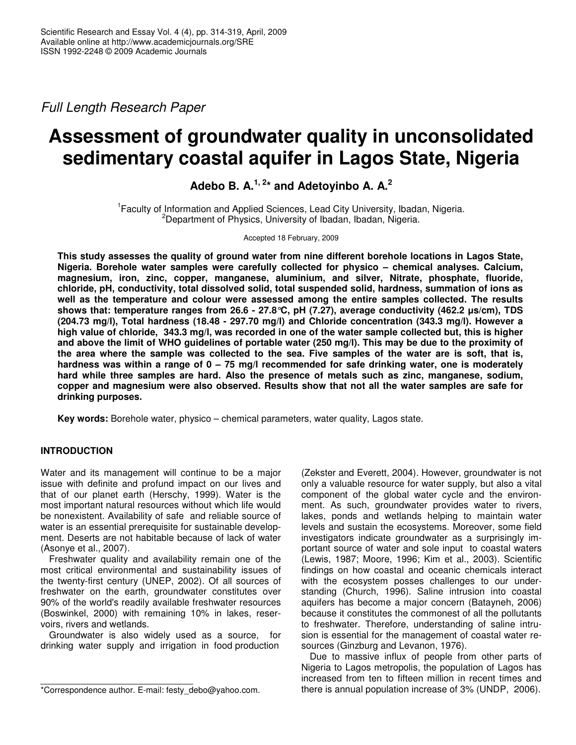*Full Length Research Paper*

# Assessment of groundwater quality in unconsolidated sedimentary coastal aquifer in Lagos State, Nigeria

**Adebo B. A.[1,2]* and Adetoyinbo A. A.[2]**

[1]Faculty of Information and Applied Sciences, Lead City University, Ibadan, Nigeria.
[2]Department of Physics, University of Ibadan, Ibadan, Nigeria.

Accepted 18 February, 2009

**This study assesses the quality of ground water from nine different borehole locations in Lagos State, Nigeria. Borehole water samples were carefully collected for physico – chemical analyses. Calcium, magnesium, iron, zinc, copper, manganese, aluminium, and silver, Nitrate, phosphate, fluoride, chloride, pH, conductivity, total dissolved solid, total suspended solid, hardness, summation of ions as well as the temperature and colour were assessed among the entire samples collected. The results shows that: temperature ranges from 26.6 - 27.8°C, pH (7.27), average conductivity (462.2 µs/cm), TDS (204.73 mg/l), Total hardness (18.48 - 297.70 mg/l) and Chloride concentration (343.3 mg/l). However a high value of chloride, 343.3 mg/l, was recorded in one of the water sample collected but, this is higher and above the limit of WHO guidelines of portable water (250 mg/l). This may be due to the proximity of the area where the sample was collected to the sea. Five samples of the water are is soft, that is, hardness was within a range of 0 – 75 mg/l recommended for safe drinking water, one is moderately hard while three samples are hard. Also the presence of metals such as zinc, manganese, sodium, copper and magnesium were also observed. Results show that not all the water samples are safe for drinking purposes.**

**Key words:** Borehole water, physico – chemical parameters, water quality, Lagos state.

## INTRODUCTION

Water and its management will continue to be a major issue with definite and profund impact on our lives and that of our planet earth (Herschy, 1999). Water is the most important natural resources without which life would be nonexistent. Availability of safe and reliable source of water is an essential prerequisite for sustainable development. Deserts are not habitable because of lack of water (Asonye et al., 2007).

Freshwater quality and availability remain one of the most critical environmental and sustainability issues of the twenty-first century (UNEP, 2002). Of all sources of freshwater on the earth, groundwater constitutes over 90% of the world's readily available freshwater resources (Boswinkel, 2000) with remaining 10% in lakes, reservoirs, rivers and wetlands.

Groundwater is also widely used as a source, for drinking water supply and irrigation in food production (Zekster and Everett, 2004). However, groundwater is not only a valuable resource for water supply, but also a vital component of the global water cycle and the environment. As such, groundwater provides water to rivers, lakes, ponds and wetlands helping to maintain water levels and sustain the ecosystems. Moreover, some field investigators indicate groundwater as a surprisingly important source of water and sole input to coastal waters (Lewis, 1987; Moore, 1996; Kim et al., 2003). Scientific findings on how coastal and oceanic chemicals interact with the ecosystem posses challenges to our understanding (Church, 1996). Saline intrusion into coastal aquifers has become a major concern (Batayneh, 2006) because it constitutes the commonest of all the pollutants to freshwater. Therefore, understanding of saline intrusion is essential for the management of coastal water resources (Ginzburg and Levanon, 1976).

Due to massive influx of people from other parts of Nigeria to Lagos metropolis, the population of Lagos has increased from ten to fifteen million in recent times and there is annual population increase of 3% (UNDP, 2006).

*Correspondence author. E-mail: festy_debo@yahoo.com.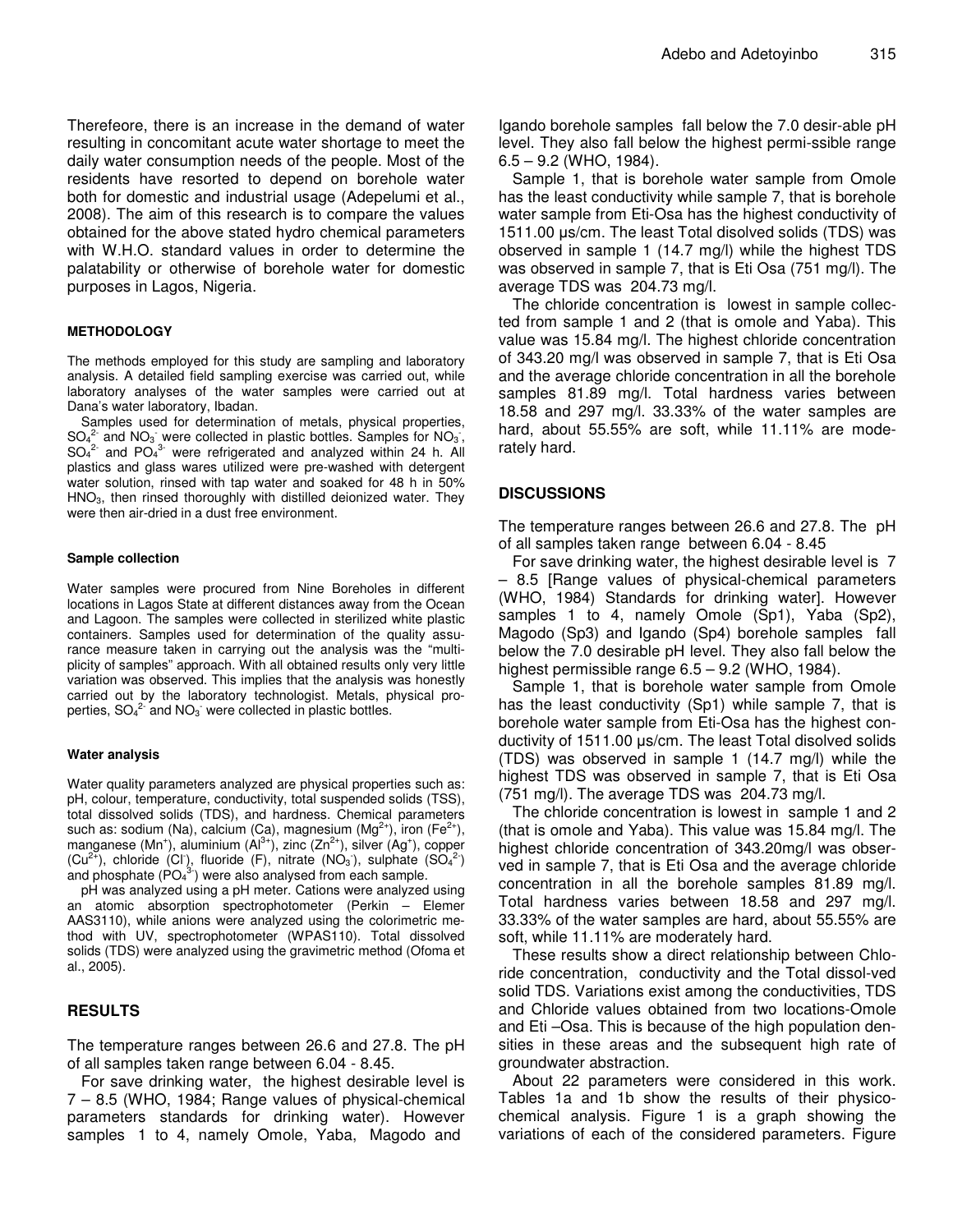Therefeore, there is an increase in the demand of water resulting in concomitant acute water shortage to meet the daily water consumption needs of the people. Most of the residents have resorted to depend on borehole water both for domestic and industrial usage (Adepelumi et al., 2008). The aim of this research is to compare the values obtained for the above stated hydro chemical parameters with W.H.O. standard values in order to determine the palatability or otherwise of borehole water for domestic purposes in Lagos, Nigeria.

## METHODOLOGY

The methods employed for this study are sampling and laboratory analysis. A detailed field sampling exercise was carried out, while laboratory analyses of the water samples were carried out at Dana's water laboratory, Ibadan.

Samples used for determination of metals, physical properties, $SO_4^{2-}$ and $NO_3^-$ were collected in plastic bottles. Samples for $NO_3^-$, $SO_4^{2-}$ and $PO_4^{3-}$ were refrigerated and analyzed within 24 h. All plastics and glass wares utilized were pre-washed with detergent water solution, rinsed with tap water and soaked for 48 h in 50% $HNO_3$, then rinsed thoroughly with distilled deionized water. They were then air-dried in a dust free environment.

### Sample collection

Water samples were procured from Nine Boreholes in different locations in Lagos State at different distances away from the Ocean and Lagoon. The samples were collected in sterilized white plastic containers. Samples used for determination of the quality assurance measure taken in carrying out the analysis was the "multiplicity of samples" approach. With all obtained results only very little variation was observed. This implies that the analysis was honestly carried out by the laboratory technologist. Metals, physical properties, $SO_4^{2-}$ and $NO_3^-$ were collected in plastic bottles.

### Water analysis

Water quality parameters analyzed are physical properties such as: pH, colour, temperature, conductivity, total suspended solids (TSS), total dissolved solids (TDS), and hardness. Chemical parameters such as: sodium (Na), calcium (Ca), magnesium ($Mg^{2+}$), iron ($Fe^{2+}$), manganese ($Mn^{+}$), aluminium ($Al^{3+}$), zinc ($Zn^{2+}$), silver ($Ag^{+}$), copper ($Cu^{2+}$), chloride ($Cl^{-}$), fluoride (F), nitrate ($NO_3^-$), sulphate ($SO_4^{2-}$) and phosphate ($PO_4^{3-}$) were also analysed from each sample.

pH was analyzed using a pH meter. Cations were analyzed using an atomic absorption spectrophotometer (Perkin – Elemer AAS3110), while anions were analyzed using the colorimetric method with UV, spectrophotometer (WPAS110). Total dissolved solids (TDS) were analyzed using the gravimetric method (Ofoma et al., 2005).

## RESULTS

The temperature ranges between 26.6 and 27.8. The pH of all samples taken range between 6.04 - 8.45.

For save drinking water, the highest desirable level is 7 – 8.5 (WHO, 1984; Range values of physical-chemical parameters standards for drinking water). However samples 1 to 4, namely Omole, Yaba, Magodo and Igando borehole samples fall below the 7.0 desir-able pH level. They also fall below the highest permi-ssible range 6.5 – 9.2 (WHO, 1984).

Sample 1, that is borehole water sample from Omole has the least conductivity while sample 7, that is borehole water sample from Eti-Osa has the highest conductivity of 1511.00 µs/cm. The least Total disolved solids (TDS) was observed in sample 1 (14.7 mg/l) while the highest TDS was observed in sample 7, that is Eti Osa (751 mg/l). The average TDS was 204.73 mg/l.

The chloride concentration is lowest in sample collected from sample 1 and 2 (that is omole and Yaba). This value was 15.84 mg/l. The highest chloride concentration of 343.20 mg/l was observed in sample 7, that is Eti Osa and the average chloride concentration in all the borehole samples 81.89 mg/l. Total hardness varies between 18.58 and 297 mg/l. 33.33% of the water samples are hard, about 55.55% are soft, while 11.11% are moderately hard.

## DISCUSSIONS

The temperature ranges between 26.6 and 27.8. The pH of all samples taken range between 6.04 - 8.45

For save drinking water, the highest desirable level is 7 – 8.5 [Range values of physical-chemical parameters (WHO, 1984) Standards for drinking water]. However samples 1 to 4, namely Omole (Sp1), Yaba (Sp2), Magodo (Sp3) and Igando (Sp4) borehole samples fall below the 7.0 desirable pH level. They also fall below the highest permissible range 6.5 – 9.2 (WHO, 1984).

Sample 1, that is borehole water sample from Omole has the least conductivity (Sp1) while sample 7, that is borehole water sample from Eti-Osa has the highest conductivity of 1511.00 µs/cm. The least Total disolved solids (TDS) was observed in sample 1 (14.7 mg/l) while the highest TDS was observed in sample 7, that is Eti Osa (751 mg/l). The average TDS was 204.73 mg/l.

The chloride concentration is lowest in sample 1 and 2 (that is omole and Yaba). This value was 15.84 mg/l. The highest chloride concentration of 343.20mg/l was observed in sample 7, that is Eti Osa and the average chloride concentration in all the borehole samples 81.89 mg/l. Total hardness varies between 18.58 and 297 mg/l. 33.33% of the water samples are hard, about 55.55% are soft, while 11.11% are moderately hard.

These results show a direct relationship between Chloride concentration, conductivity and the Total dissol-ved solid TDS. Variations exist among the conductivities, TDS and Chloride values obtained from two locations-Omole and Eti –Osa. This is because of the high population densities in these areas and the subsequent high rate of groundwater abstraction.

About 22 parameters were considered in this work. Tables 1a and 1b show the results of their physicochemical analysis. Figure 1 is a graph showing the variations of each of the considered parameters. Figure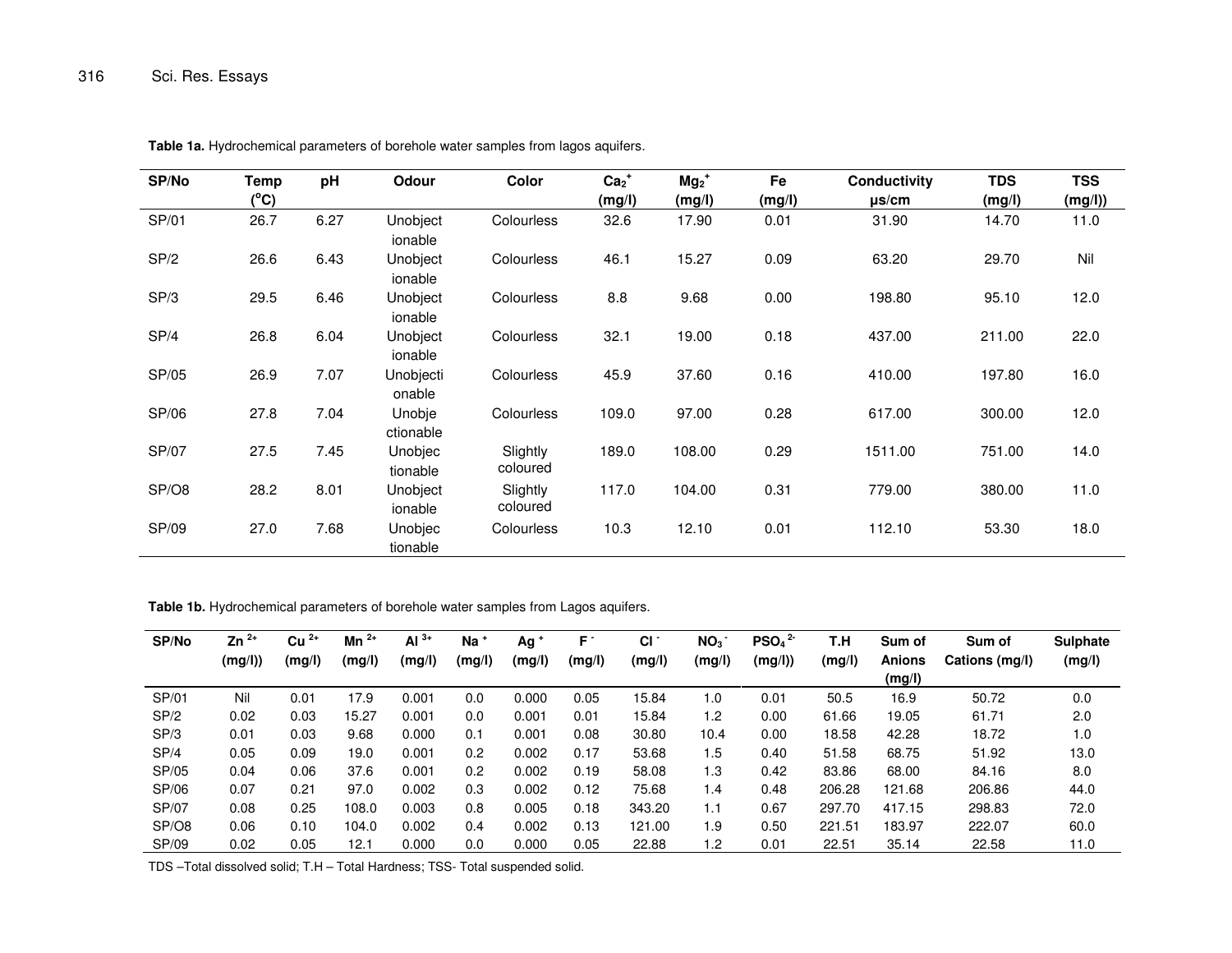**Table 1a.** Hydrochemical parameters of borehole water samples from lagos aquifers.

| SP/No | Temp (°C) | pH | Odour | Color | $Ca_2^+$ (mg/l) | $Mg_2^+$ (mg/l) | Fe (mg/l) | Conductivity µs/cm | TDS (mg/l) | TSS (mg/l)) |
|---|---|---|---|---|---|---|---|---|---|---|
| SP/01 | 26.7 | 6.27 | Unobjectionable | Colourless | 32.6 | 17.90 | 0.01 | 31.90 | 14.70 | 11.0 |
| SP/2 | 26.6 | 6.43 | Unobjectionable | Colourless | 46.1 | 15.27 | 0.09 | 63.20 | 29.70 | Nil |
| SP/3 | 29.5 | 6.46 | Unobjectionable | Colourless | 8.8 | 9.68 | 0.00 | 198.80 | 95.10 | 12.0 |
| SP/4 | 26.8 | 6.04 | Unobjectionable | Colourless | 32.1 | 19.00 | 0.18 | 437.00 | 211.00 | 22.0 |
| SP/05 | 26.9 | 7.07 | Unobjectionable | Colourless | 45.9 | 37.60 | 0.16 | 410.00 | 197.80 | 16.0 |
| SP/06 | 27.8 | 7.04 | Unobjectionable | Colourless | 109.0 | 97.00 | 0.28 | 617.00 | 300.00 | 12.0 |
| SP/07 | 27.5 | 7.45 | Unobjectionable | Slightly coloured | 189.0 | 108.00 | 0.29 | 1511.00 | 751.00 | 14.0 |
| SP/O8 | 28.2 | 8.01 | Unobjectionable | Slightly coloured | 117.0 | 104.00 | 0.31 | 779.00 | 380.00 | 11.0 |
| SP/09 | 27.0 | 7.68 | Unobjectionable | Colourless | 10.3 | 12.10 | 0.01 | 112.10 | 53.30 | 18.0 |

**Table 1b.** Hydrochemical parameters of borehole water samples from Lagos aquifers.

| SP/No | $Zn^{2+}$ (mg/l)) | $Cu^{2+}$ (mg/l) | $Mn^{2+}$ (mg/l) | $Al^{3+}$ (mg/l) | $Na^+$ (mg/l) | $Ag^+$ (mg/l) | $F^-$ (mg/l) | $Cl^-$ (mg/l) | $NO_3^-$ (mg/l) | $PSO_4^{2-}$ (mg/l)) | T.H (mg/l) | Sum of Anions (mg/l) | Sum of Cations (mg/l) | Sulphate (mg/l) |
|---|---|---|---|---|---|---|---|---|---|---|---|---|---|---|
| SP/01 | Nil | 0.01 | 17.9 | 0.001 | 0.0 | 0.000 | 0.05 | 15.84 | 1.0 | 0.01 | 50.5 | 16.9 | 50.72 | 0.0 |
| SP/2 | 0.02 | 0.03 | 15.27 | 0.001 | 0.0 | 0.001 | 0.01 | 15.84 | 1.2 | 0.00 | 61.66 | 19.05 | 61.71 | 2.0 |
| SP/3 | 0.01 | 0.03 | 9.68 | 0.000 | 0.1 | 0.001 | 0.08 | 30.80 | 10.4 | 0.00 | 18.58 | 42.28 | 18.72 | 1.0 |
| SP/4 | 0.05 | 0.09 | 19.0 | 0.001 | 0.2 | 0.002 | 0.17 | 53.68 | 1.5 | 0.40 | 51.58 | 68.75 | 51.92 | 13.0 |
| SP/05 | 0.04 | 0.06 | 37.6 | 0.001 | 0.2 | 0.002 | 0.19 | 58.08 | 1.3 | 0.42 | 83.86 | 68.00 | 84.16 | 8.0 |
| SP/06 | 0.07 | 0.21 | 97.0 | 0.002 | 0.3 | 0.002 | 0.12 | 75.68 | 1.4 | 0.48 | 206.28 | 121.68 | 206.86 | 44.0 |
| SP/07 | 0.08 | 0.25 | 108.0 | 0.003 | 0.8 | 0.005 | 0.18 | 343.20 | 1.1 | 0.67 | 297.70 | 417.15 | 298.83 | 72.0 |
| SP/O8 | 0.06 | 0.10 | 104.0 | 0.002 | 0.4 | 0.002 | 0.13 | 121.00 | 1.9 | 0.50 | 221.51 | 183.97 | 222.07 | 60.0 |
| SP/09 | 0.02 | 0.05 | 12.1 | 0.000 | 0.0 | 0.000 | 0.05 | 22.88 | 1.2 | 0.01 | 22.51 | 35.14 | 22.58 | 11.0 |

TDS –Total dissolved solid; T.H – Total Hardness; TSS- Total suspended solid.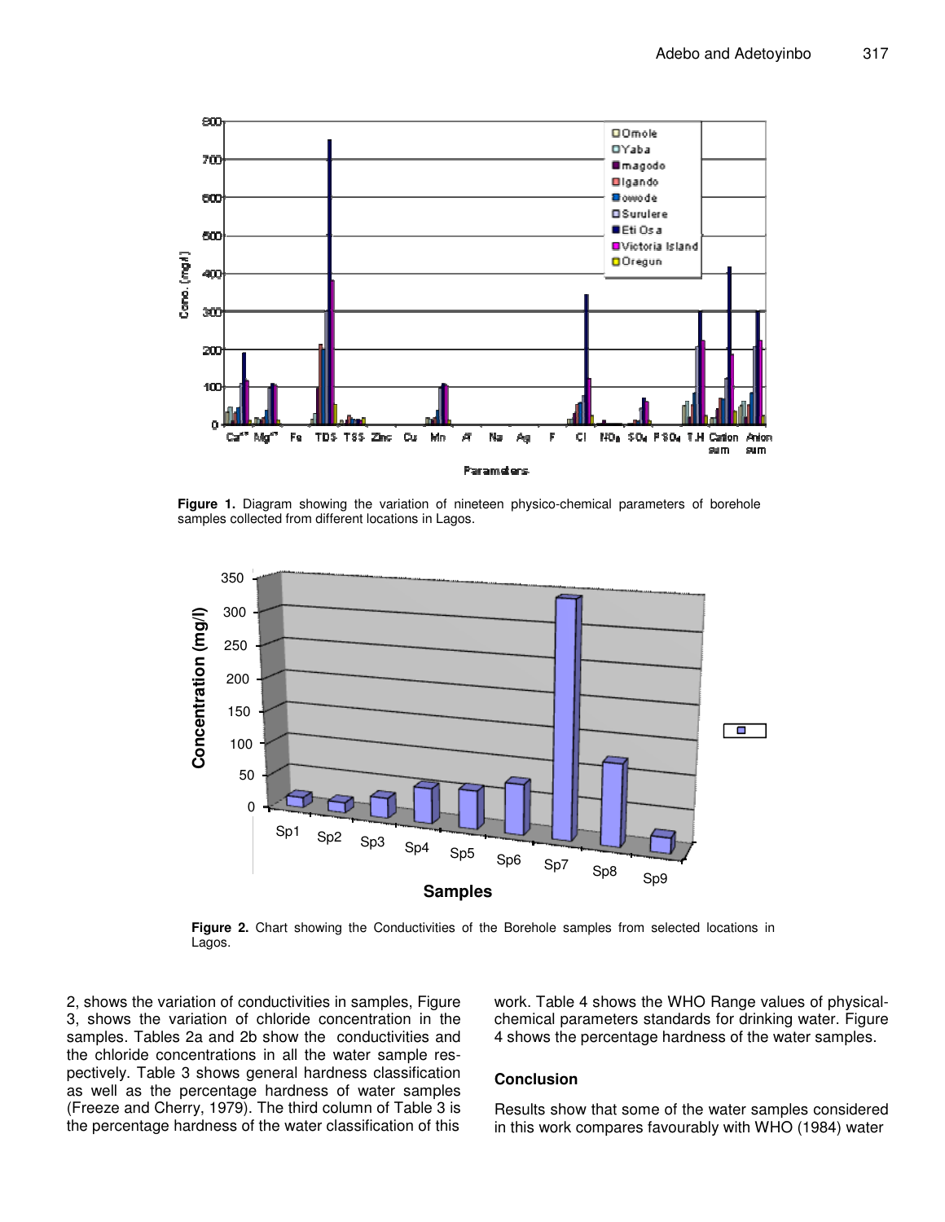**Figure 1.** Diagram showing the variation of nineteen physico-chemical parameters of borehole samples collected from different locations in Lagos.

**Figure 2.** Chart showing the Conductivities of the Borehole samples from selected locations in Lagos.

2, shows the variation of conductivities in samples, Figure 3, shows the variation of chloride concentration in the samples. Tables 2a and 2b show the conductivities and the chloride concentrations in all the water sample respectively. Table 3 shows general hardness classification as well as the percentage hardness of water samples (Freeze and Cherry, 1979). The third column of Table 3 is the percentage hardness of the water classification of this work. Table 4 shows the WHO Range values of physical-chemical parameters standards for drinking water. Figure 4 shows the percentage hardness of the water samples.

## Conclusion

Results show that some of the water samples considered in this work compares favourably with WHO (1984) water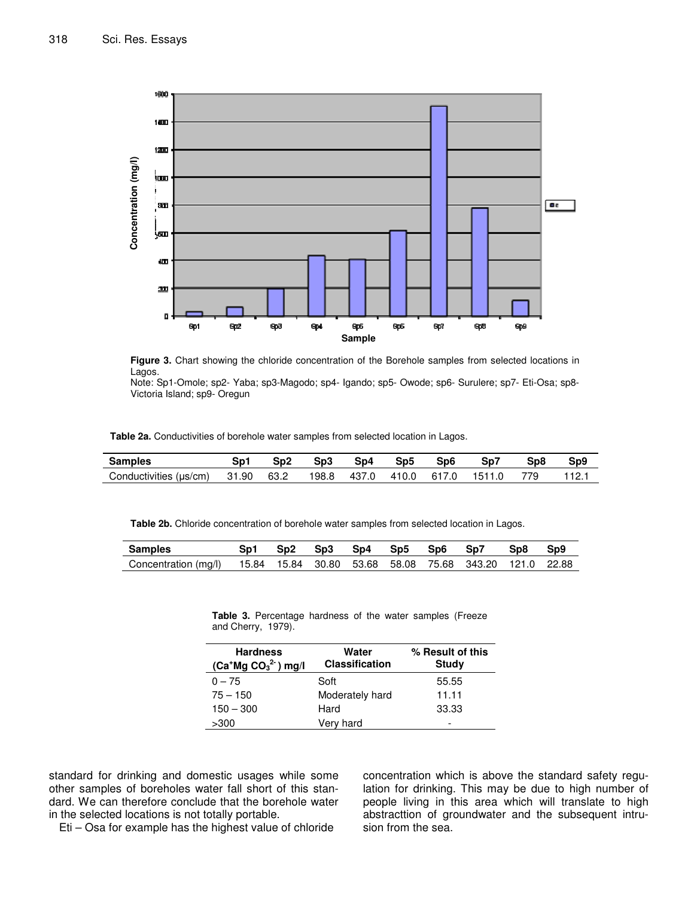Figure 3. Chart showing the chloride concentration of the Borehole samples from selected locations in Lagos.

Note: Sp1-Omole; sp2- Yaba; sp3-Magodo; sp4- Igando; sp5- Owode; sp6- Surulere; sp7- Eti-Osa; sp8-Victoria Island; sp9- Oregun

**Table 2a.** Conductivities of borehole water samples from selected location in Lagos.

| Samples | Sp1 | Sp2 | Sp3 | Sp4 | Sp5 | Sp6 | Sp7 | Sp8 | Sp9 |
|---|---|---|---|---|---|---|---|---|---|
| Conductivities (μs/cm) | 31.90 | 63.2 | 198.8 | 437.0 | 410.0 | 617.0 | 1511.0 | 779 | 112.1 |

**Table 2b.** Chloride concentration of borehole water samples from selected location in Lagos.

| Samples | Sp1 | Sp2 | Sp3 | Sp4 | Sp5 | Sp6 | Sp7 | Sp8 | Sp9 |
|---|---|---|---|---|---|---|---|---|---|
| Concentration (mg/l) | 15.84 | 15.84 | 30.80 | 53.68 | 58.08 | 75.68 | 343.20 | 121.0 | 22.88 |

**Table 3.** Percentage hardness of the water samples (Freeze and Cherry, 1979).

| Hardness ($Ca^{+}Mg\ CO_3^{2-}$) mg/l | Water Classification | % Result of this Study |
|---|---|---|
| 0 – 75 | Soft | 55.55 |
| 75 – 150 | Moderately hard | 11.11 |
| 150 – 300 | Hard | 33.33 |
| >300 | Very hard | - |

standard for drinking and domestic usages while some other samples of boreholes water fall short of this standard. We can therefore conclude that the borehole water in the selected locations is not totally portable.

Eti – Osa for example has the highest value of chloride concentration which is above the standard safety regulation for drinking. This may be due to high number of people living in this area which will translate to high abstracttion of groundwater and the subsequent intrusion from the sea.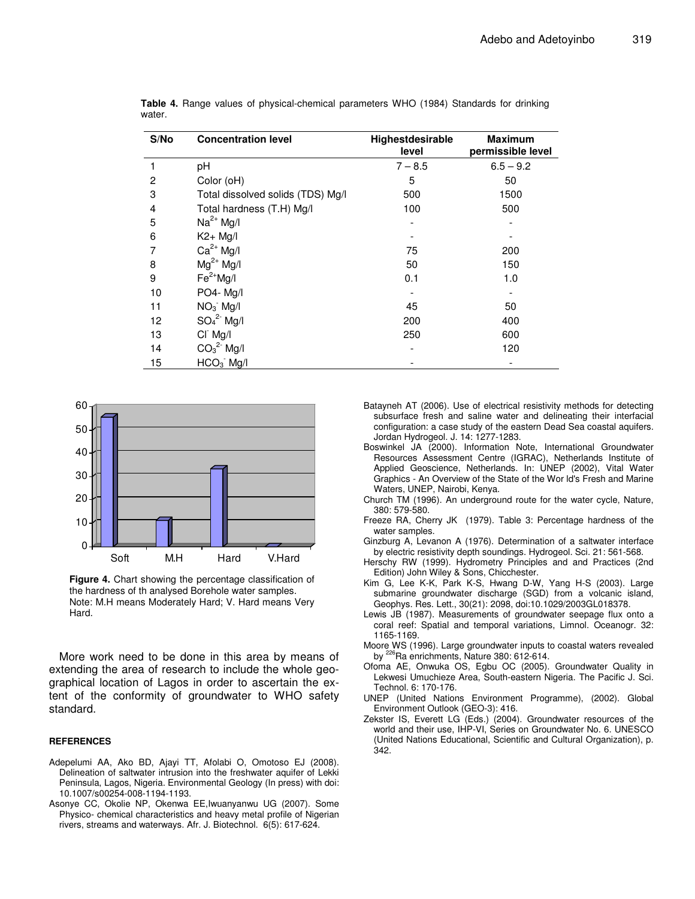**Table 4.** Range values of physical-chemical parameters WHO (1984) Standards for drinking water.

| S/No | Concentration level | Highestdesirable level | Maximum permissible level |
|---|---|---|---|
| 1 | pH | 7 – 8.5 | 6.5 – 9.2 |
| 2 | Color (oH) | 5 | 50 |
| 3 | Total dissolved solids (TDS) Mg/l | 500 | 1500 |
| 4 | Total hardness (T.H) Mg/l | 100 | 500 |
| 5 | $Na^{2+}$ Mg/l | - | - |
| 6 | K2+ Mg/l | - | - |
| 7 | $Ca^{2+}$ Mg/l | 75 | 200 |
| 8 | $Mg^{2+}$ Mg/l | 50 | 150 |
| 9 | $Fe^{2+}$Mg/l | 0.1 | 1.0 |
| 10 | PO4- Mg/l | - | - |
| 11 | $NO_3^-$ Mg/l | 45 | 50 |
| 12 | $SO_4^{2-}$ Mg/l | 200 | 400 |
| 13 | $Cl^-$ Mg/l | 250 | 600 |
| 14 | $CO_3^{2-}$ Mg/l | - | 120 |
| 15 | $HCO_3^-$ Mg/l | - | - |

60
50
40
30
20
10
0
Soft
M.H
Hard
V.Hard

**Figure 4.** Chart showing the percentage classification of the hardness of th analysed Borehole water samples. Note: M.H means Moderately Hard; V. Hard means Very Hard.

More work need to be done in this area by means of extending the area of research to include the whole geographical location of Lagos in order to ascertain the extent of the conformity of groundwater to WHO safety standard.

#### REFERENCES

Adepelumi AA, Ako BD, Ajayi TT, Afolabi O, Omotoso EJ (2008). Delineation of saltwater intrusion into the freshwater aquifer of Lekki Peninsula, Lagos, Nigeria. Environmental Geology (In press) with doi: 10.1007/s00254-008-1194-1193.

Asonye CC, Okolie NP, Okenwa EE,Iwuanyanwu UG (2007). Some Physico- chemical characteristics and heavy metal profile of Nigerian rivers, streams and waterways. Afr. J. Biotechnol. 6(5): 617-624.

Batayneh AT (2006). Use of electrical resistivity methods for detecting subsurface fresh and saline water and delineating their interfacial configuration: a case study of the eastern Dead Sea coastal aquifers. Jordan Hydrogeol. J. 14: 1277-1283.

Boswinkel JA (2000). Information Note, International Groundwater Resources Assessment Centre (IGRAC), Netherlands Institute of Applied Geoscience, Netherlands. In: UNEP (2002), Vital Water Graphics - An Overview of the State of the Wor ld's Fresh and Marine Waters, UNEP, Nairobi, Kenya.

Church TM (1996). An underground route for the water cycle, Nature, 380: 579-580.

Freeze RA, Cherry JK (1979). Table 3: Percentage hardness of the water samples.

Ginzburg A, Levanon A (1976). Determination of a saltwater interface by electric resistivity depth soundings. Hydrogeol. Sci. 21: 561-568.

Herschy RW (1999). Hydrometry Principles and and Practices (2nd Edition) John Wiley & Sons, Chicchester.

Kim G, Lee K-K, Park K-S, Hwang D-W, Yang H-S (2003). Large submarine groundwater discharge (SGD) from a volcanic island, Geophys. Res. Lett., 30(21): 2098, doi:10.1029/2003GL018378.

Lewis JB (1987). Measurements of groundwater seepage flux onto a coral reef: Spatial and temporal variations, Limnol. Oceanogr. 32: 1165-1169.

Moore WS (1996). Large groundwater inputs to coastal waters revealed by $^{226}$Ra enrichments, Nature 380: 612-614.

Ofoma AE, Onwuka OS, Egbu OC (2005). Groundwater Quality in Lekwesi Umuchieze Area, South-eastern Nigeria. The Pacific J. Sci. Technol. 6: 170-176.

UNEP (United Nations Environment Programme), (2002). Global Environment Outlook (GEO-3): 416.

Zekster IS, Everett LG (Eds.) (2004). Groundwater resources of the world and their use, IHP-VI, Series on Groundwater No. 6. UNESCO (United Nations Educational, Scientific and Cultural Organization), p. 342.